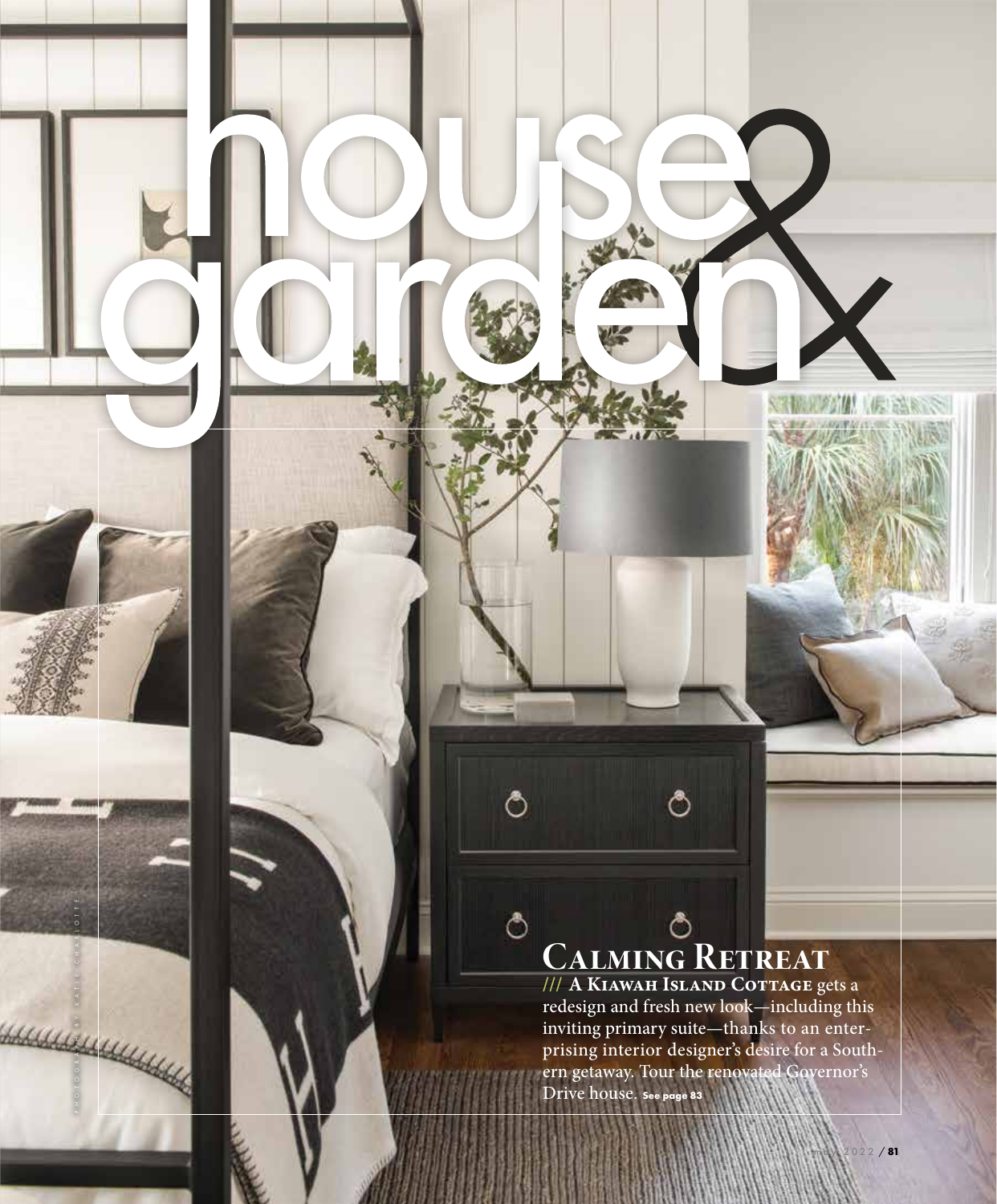# house & garden

## Calming Retreat

/// **A Kiawah Island Cottage** gets a redesign and fresh new look—including this inviting primary suite—thanks to an enterprising interior designer's desire for a Southern getaway. Tour the renovated Governor's Drive house. **See page 83**

Photograph by Katie Charlotte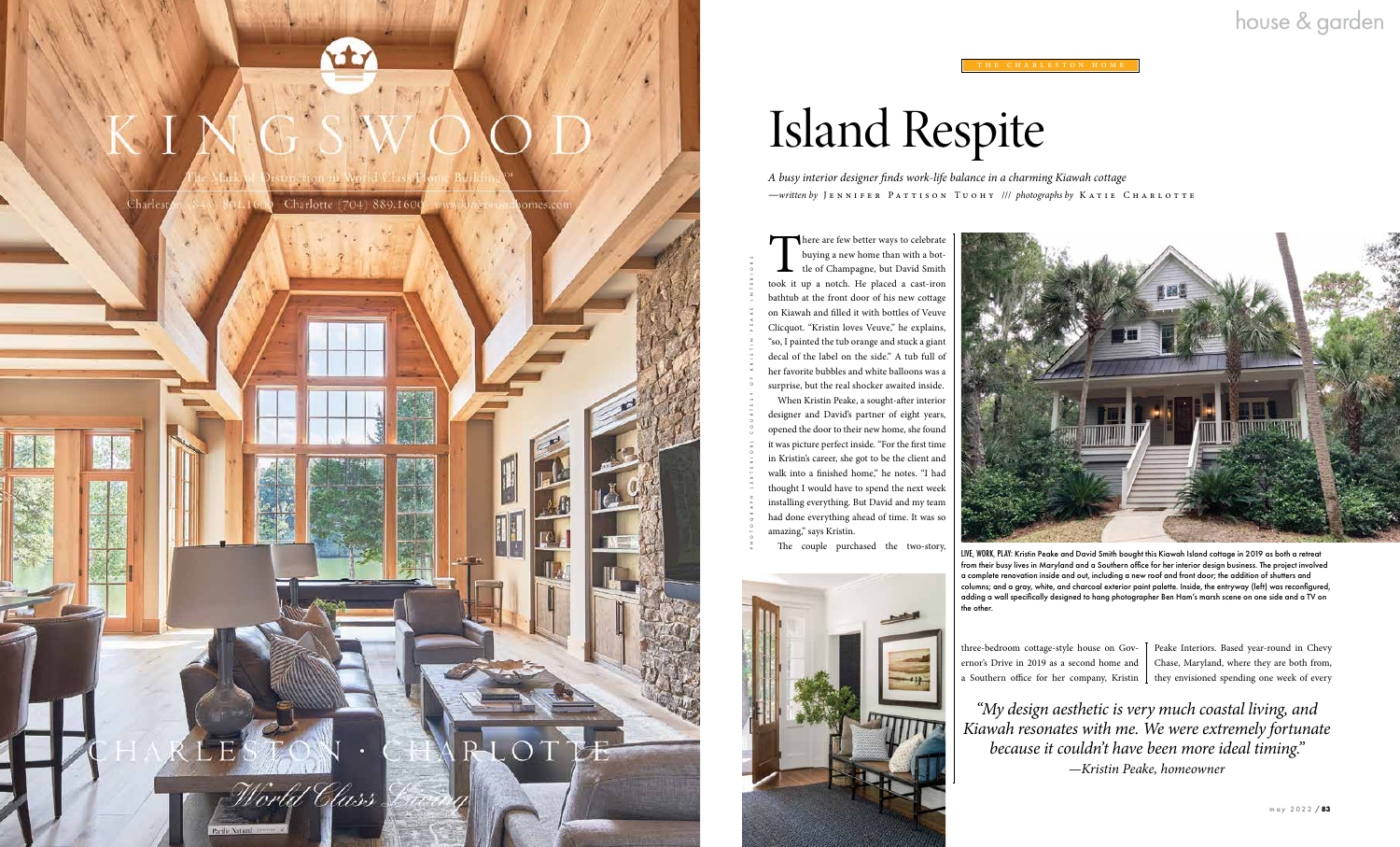THE CHARLESTON HOME

# Island Respite

*A busy interior designer finds work-life balance in a charming Kiawah cottage*

*—written by* JENNIFER PATTISON TUOHY /// *photographs by* KATIE CHARLOTTE

There are few better ways to celebrate buying a new home than with a bottle of Champagne, but David Smith took it up a notch. He placed a cast-iron bathtub at the front door of his new cottage on Kiawah and filled it with bottles of Veuve Clicquot. "Kristin loves Veuve," he explains, "so, I painted the tub orange and stuck a giant decal of the label on the side." A tub full of her favorite bubbles and white balloons was a surprise, but the real shocker awaited inside.

When Kristin Peake, a sought-after interior designer and David's partner of eight years, opened the door to their new home, she found it was picture perfect inside. "For the first time in Kristin's career, she got to be the client and walk into a finished home," he notes. "I had thought I would have to spend the next week installing everything. But David and my team had done everything ahead of time. It was so amazing," says Kristin.

The couple purchased the two-story, three-bedroom cottage-style house on Governor's Drive in 2019 as a second home and a Southern office for her company, Kristin Peake Interiors. Based year-round in Chevy Chase, Maryland, where they are both from, they envisioned spending one week of every

PHOTOGRAPH (INTERIOR) COURTESY OF KRISTIN PEAKE INTERIORS

LIVE, WORK, PLAY: Kristin Peake and David Smith bought this Kiawah Island cottage in 2019 as both a retreat from their busy lives in Maryland and a Southern office for her interior design business. The project involved a complete renovation inside and out, including a new roof and front door; the addition of shutters and columns; and a gray, white, and charcoal exterior paint palette. Inside, the entryway (left) was reconfigured, adding a wall specifically designed to hang photographer Ben Ham's marsh scene on one side and a TV on the other.

*"My design aesthetic is very much coastal living, and Kiawah resonates with me. We were extremely fortunate because it couldn't have been more ideal timing."*
*—Kristin Peake, homeowner*

KINGSWOOD

The Mark of Distinction in World Class Home Building™

Charleston (843) 801.1600 Charlotte (704) 889.1600 www.kingswoodhomes.com

CHARLESTON · CHARLOTTE

World Class Living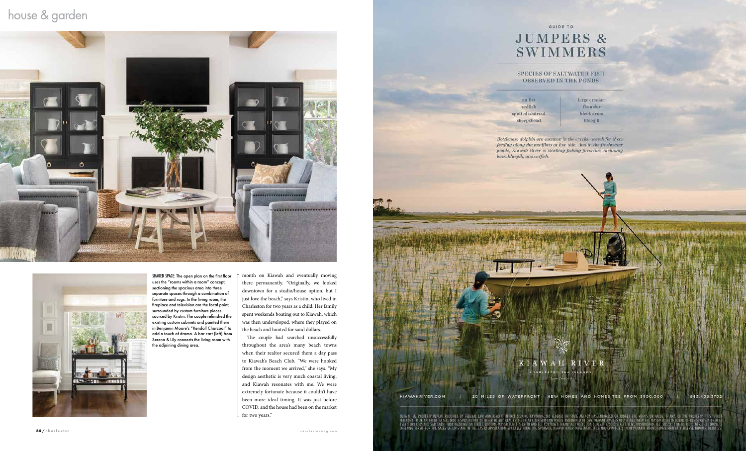**SHARED SPACE:** The open plan on the first floor uses the "rooms within a room" concept, sectioning the spacious area into three separate spaces through a combination of furniture and rugs. In the living room, the fireplace and television are the focal point, surrounded by custom furniture pieces sourced by Kristin. The couple refinished the existing custom cabinets and painted them in Benjamin Moore's "Kendall Charcoal" to add a touch of drama. A bar cart (left) from Serena & Lily connects the living room with the adjoining dining area.

month on Kiawah and eventually moving there permanently. "Originally, we looked downtown for a studio/house option, but I just love the beach," says Kristin, who lived in Charleston for two years as a child. Her family spent weekends boating out to Kiawah, which was then undeveloped, where they played on the beach and hunted for sand dollars.

The couple had searched unsuccessfully throughout the area's many beach towns when their realtor secured them a day pass to Kiawah's Beach Club. "We were hooked from the moment we arrived," she says. "My design aesthetic is very much coastal living, and Kiawah resonates with me. We were extremely fortunate because it couldn't have been more ideal timing. It was just before COVID, and the house had been on the market for two years."

GUIDE TO

# JUMPERS & SWIMMERS

SPECIES OF SALTWATER FISH OBSERVED IN THE PONDS

| | |
|---|---|
| mullet | large croaker |
| redfish | flounder |
| spotted seatrout | black drum |
| sheepshead | bluegill |

*Bottlenose dolphin are common in the creeks—watch for them feeding along the mudflats at low tide. And in the freshwater ponds, Kiawah River is stocking fishing favorites, including bass, bluegill, and catfish.*

KIAWAH RIVER

CHARLESTON SEA ISLANDS

South Carolina

KIAWAHRIVER.COM | 20 MILES OF WATERFRONT | NEW HOMES AND HOMESITES FROM $800,000 | 843.405.3702

OBTAIN THE PROPERTY REPORT REQUIRED BY FEDERAL LAW AND READ IT BEFORE SIGNING ANYTHING. NO FEDERAL OR STATE AGENCY HAS ENDORSED OR JUDGED THE MERITS OR VALUE, IF ANY, OF THIS PROPERTY. THIS IS NOT INTENDED TO BE AN OFFER TO SELL NOR A SOLICITATION OF OFFER TO BUY REAL ESTATE IN ANY JURISDICTION WHERE PROHIBITED BY LAW. KIAWAH RIVER IS REGISTERED WITH THE MASSACHUSETTS BOARD OF REGISTRATION OF REAL ESTATE BROKERS AND SALESMEN, 1000 WASHINGTON STREET, BOSTON, MASSACHUSETTS 02118 AND THE CONSUMER FINANCIAL PROTECTION BUREAU, 1700 G STREET N.W., WASHINGTON, D.C. 20552. FOR NY RESIDENTS: THE COMPLETE OFFERING TERMS FOR THE SALES OF LOTS ARE IN THE CPS-12 APPLICATION AVAILABLE FROM THE SPONSOR, KIAWAH RIVER INVESTMENT. FILE NO. CP19-0081. PENNSYLVANIA PROMOTIONAL PROPERTY LICENSE NUMBER OL001125.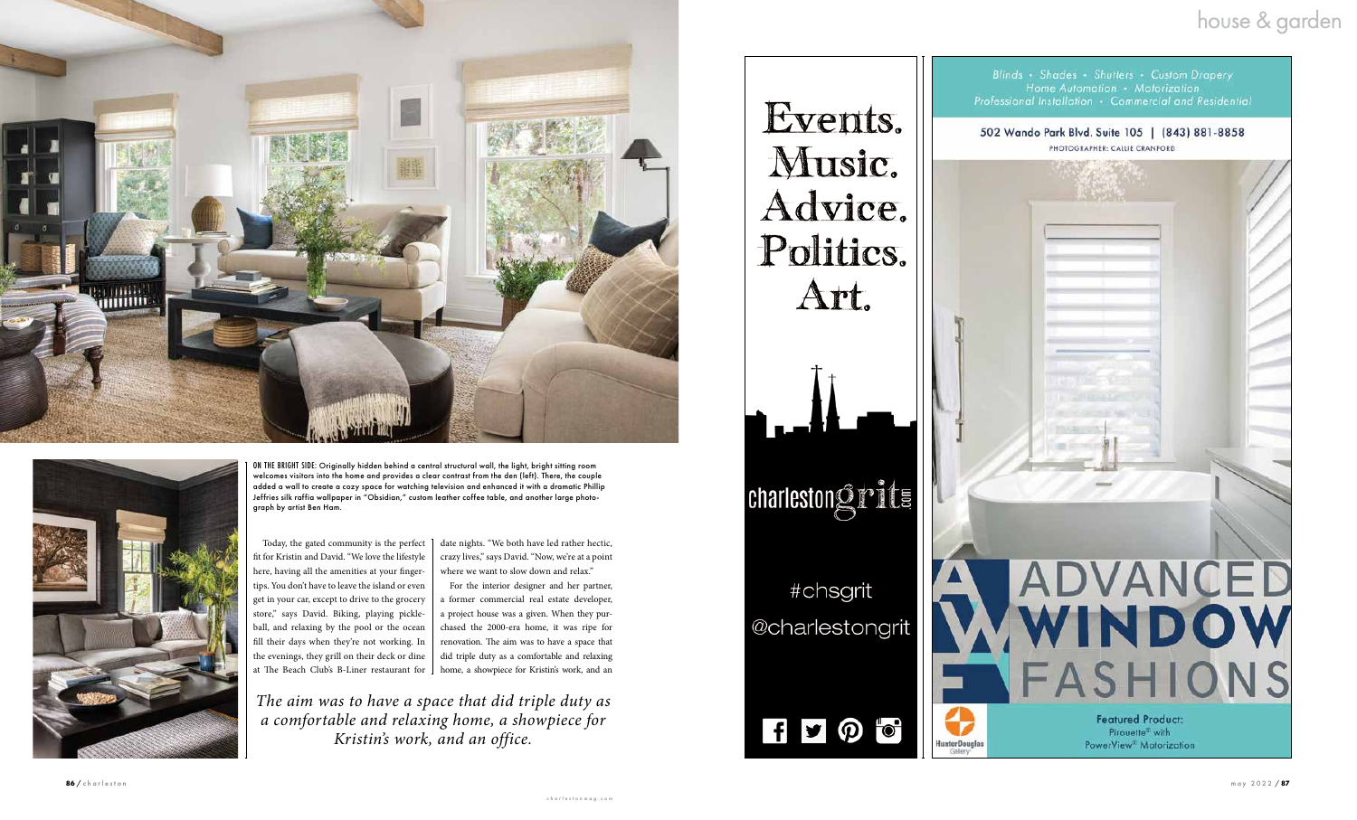**ON THE BRIGHT SIDE:** Originally hidden behind a central structural wall, the light, bright sitting room welcomes visitors into the home and provides a clear contrast from the den (left). There, the couple added a wall to create a cozy space for watching television and enhanced it with a dramatic Phillip Jeffries silk raffia wallpaper in "Obsidian," custom leather coffee table, and another large photograph by artist Ben Ham.

Today, the gated community is the perfect fit for Kristin and David. "We love the lifestyle here, having all the amenities at your fingertips. You don't have to leave the island or even get in your car, except to drive to the grocery store," says David. Biking, playing pickleball, and relaxing by the pool or the ocean fill their days when they're not working. In the evenings, they grill on their deck or dine at The Beach Club's B-Liner restaurant for date nights. "We both have led rather hectic, crazy lives," says David. "Now, we're at a point where we want to slow down and relax."

For the interior designer and her partner, a former commercial real estate developer, a project house was a given. When they purchased the 2000-era home, it was ripe for renovation. The aim was to have a space that did triple duty as a comfortable and relaxing home, a showpiece for Kristin's work, and an

*The aim was to have a space that did triple duty as a comfortable and relaxing home, a showpiece for Kristin's work, and an office.*

Events. Music. Advice. Politics. Art.

charlestongrit.com

#chsgrit

@charlestongrit

Blinds • Shades • Shutters • Custom Drapery
Home Automation • Motorization
Professional Installation • Commercial and Residential

502 Wando Park Blvd. Suite 105 | (843) 881-8858

PHOTOGRAPHER: CALLIE CRANFORD

ADVANCED WINDOW FASHIONS

HunterDouglas Gallery

Featured Product:
Pirouette® with
PowerView® Motorization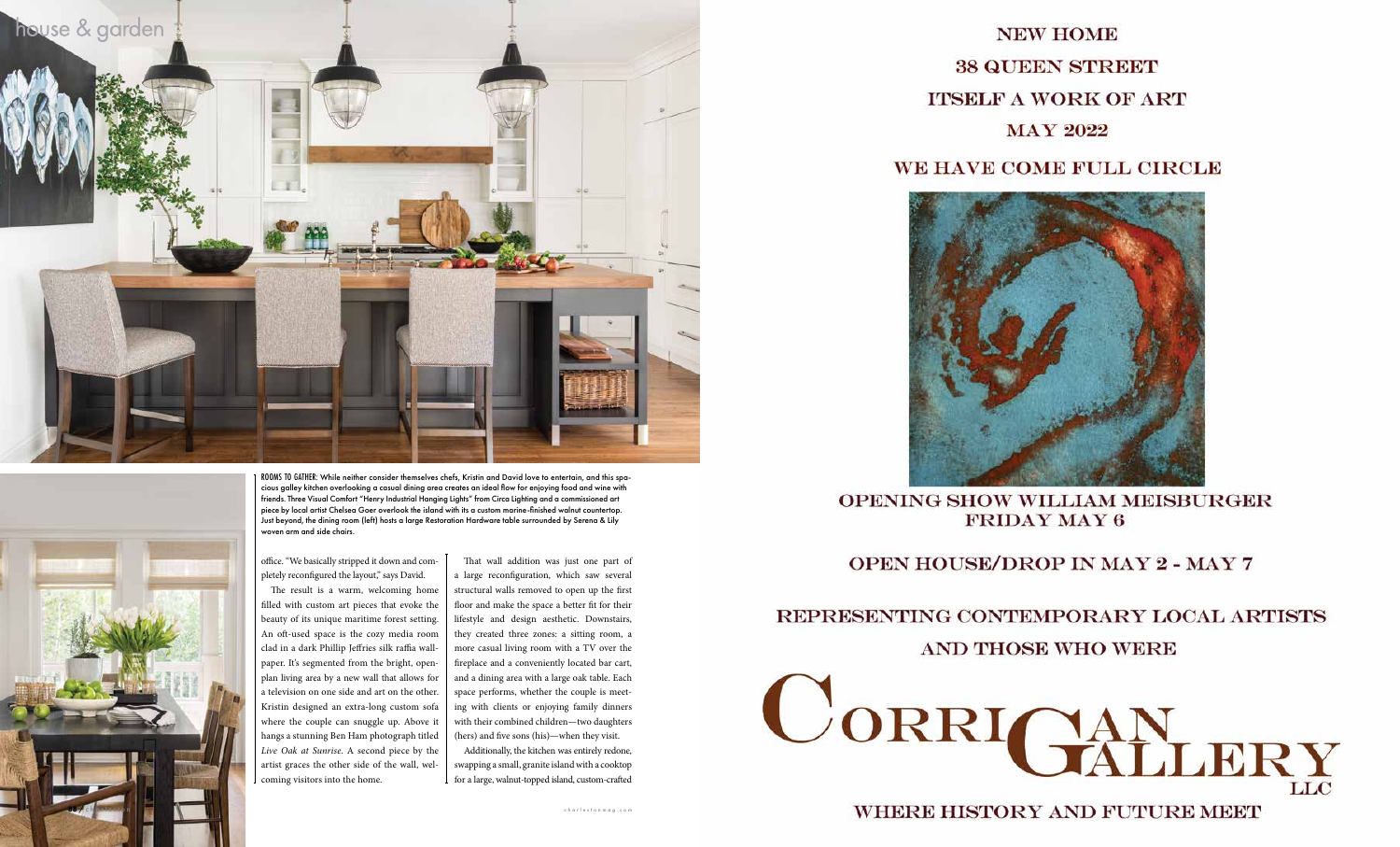**ROOMS TO GATHER:** While neither consider themselves chefs, Kristin and David love to entertain, and this spacious galley kitchen overlooking a casual dining area creates an ideal flow for enjoying food and wine with friends. Three Visual Comfort "Henry Industrial Hanging Lights" from Circa Lighting and a commissioned art piece by local artist Chelsea Goer overlook the island with its a custom marine-finished walnut countertop. Just beyond, the dining room (left) hosts a large Restoration Hardware table surrounded by Serena & Lily woven arm and side chairs.

office. "We basically stripped it down and completely reconfigured the layout," says David.

The result is a warm, welcoming home filled with custom art pieces that evoke the beauty of its unique maritime forest setting. An oft-used space is the cozy media room clad in a dark Phillip Jeffries silk raffia wallpaper. It's segmented from the bright, open-plan living area by a new wall that allows for a television on one side and art on the other. Kristin designed an extra-long custom sofa where the couple can snuggle up. Above it hangs a stunning Ben Ham photograph titled *Live Oak at Sunrise*. A second piece by the artist graces the other side of the wall, welcoming visitors into the home.

That wall addition was just one part of a large reconfiguration, which saw several structural walls removed to open up the first floor and make the space a better fit for their lifestyle and design aesthetic. Downstairs, they created three zones: a sitting room, a more casual living room with a TV over the fireplace and a conveniently located bar cart, and a dining area with a large oak table. Each space performs, whether the couple is meeting with clients or enjoying family dinners with their combined children—two daughters (hers) and five sons (his)—when they visit.

Additionally, the kitchen was entirely redone, swapping a small, granite island with a cooktop for a large, walnut-topped island, custom-crafted

NEW HOME

38 QUEEN STREET

ITSELF A WORK OF ART

MAY 2022

WE HAVE COME FULL CIRCLE

OPENING SHOW WILLIAM MEISBURGER
FRIDAY MAY 6

OPEN HOUSE/DROP IN MAY 2 - MAY 7

REPRESENTING CONTEMPORARY LOCAL ARTISTS

AND THOSE WHO WERE

CORRIGAN GALLERY LLC

WHERE HISTORY AND FUTURE MEET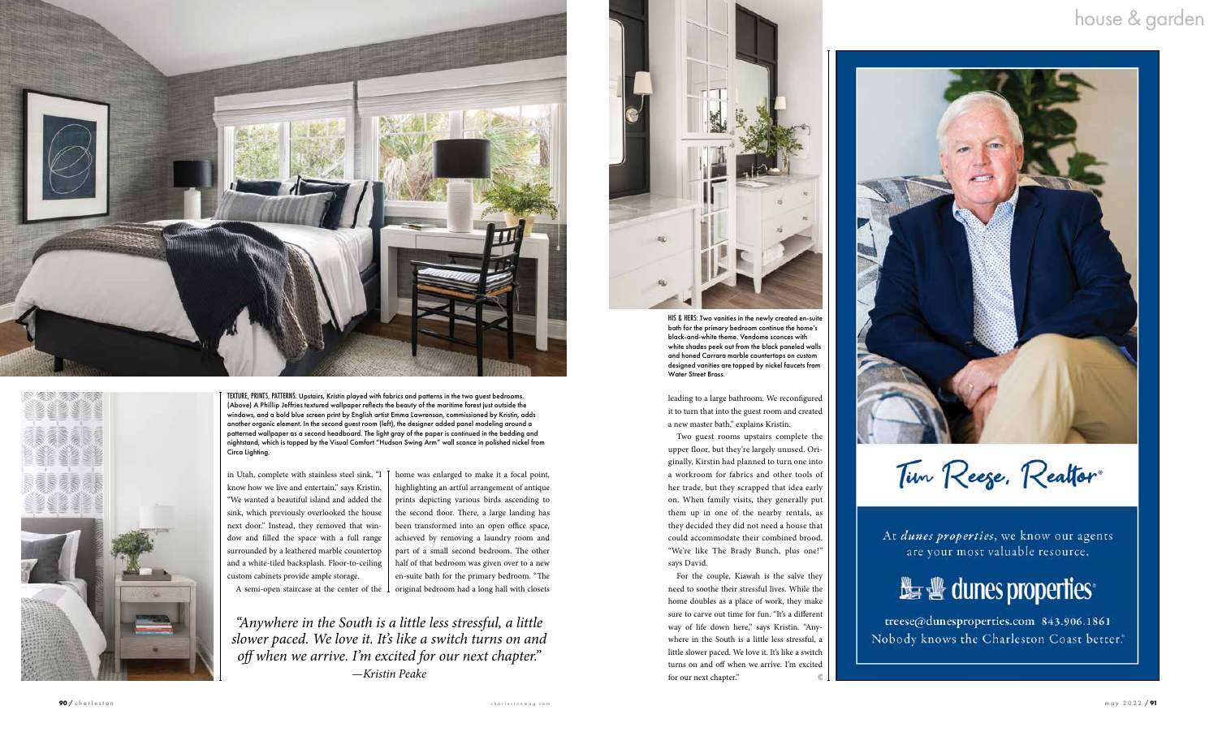TEXTURE, PRINTS, PATTERNS: Upstairs, Kristin played with fabrics and patterns in the two guest bedrooms. (Above) A Phillip Jeffries textured wallpaper reflects the beauty of the maritime forest just outside the windows, and a bold blue screen print by English artist Emma Lawrenson, commissioned by Kristin, adds another organic element. In the second guest room (left), the designer added panel modeling around a patterned wallpaper as a second headboard. The light gray of the paper is continued in the bedding and nightstand, which is topped by the Visual Comfort "Hudson Swing Arm" wall sconce in polished nickel from Circa Lighting.

in Utah, complete with stainless steel sink. "I know how we live and entertain," says Kristin. "We wanted a beautiful island and added the sink, which previously overlooked the house next door." Instead, they removed that window and filled the space with a full range surrounded by a leathered marble countertop and a white-tiled backsplash. Floor-to-ceiling custom cabinets provide ample storage.

A semi-open staircase at the center of the home was enlarged to make it a focal point, highlighting an artful arrangement of antique prints depicting various birds ascending to the second floor. There, a large landing has been transformed into an open office space, achieved by removing a laundry room and part of a small second bedroom. The other half of that bedroom was given over to a new en-suite bath for the primary bedroom. "The original bedroom had a long hall with closets leading to a large bathroom. We reconfigured it to turn that into the guest room and created a new master bath," explains Kristin.

*"Anywhere in the South is a little less stressful, a little slower paced. We love it. It's like a switch turns on and off when we arrive. I'm excited for our next chapter."*
*—Kristin Peake*

HIS & HERS: Two vanities in the newly created en-suite bath for the primary bedroom continue the home's black-and-white theme. Vendome sconces with white shades peek out from the black paneled walls and honed Carrara marble countertops on custom designed vanities are topped by nickel faucets from Water Street Brass.

Two guest rooms upstairs complete the upper floor, but they're largely unused. Originally, Kirstin had planned to turn one into a workroom for fabrics and other tools of her trade, but they scrapped that idea early on. When family visits, they generally put them up in one of the nearby rentals, as they decided they did not need a house that could accommodate their combined brood. "We're like The Brady Bunch, plus one!" says David.

For the couple, Kiawah is the salve they need to soothe their stressful lives. While the home doubles as a place of work, they make sure to carve out time for fun. "It's a different way of life down here," says Kristin. "Anywhere in the South is a little less stressful, a little slower paced. We love it. It's like a switch turns on and off when we arrive. I'm excited for our next chapter."

Tim Reese, Realtor®

At *dunes properties*, we know our agents are your most valuable resource.

dunes properties®

treese@dunesproperties.com 843.906.1861
Nobody knows the Charleston Coast better.®